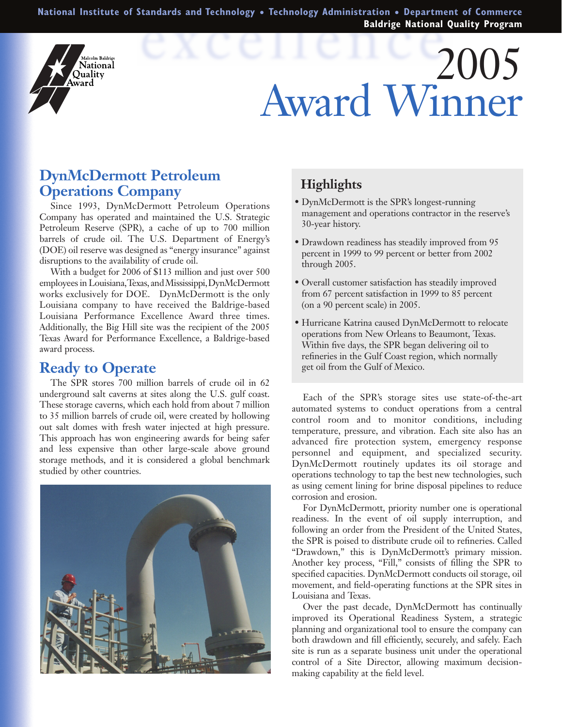# 2005 Award Winner

## DynMcDermott Petroleum Operations Company

Since 1993, DynMcDermott Petroleum Operations Company has operated and maintained the U.S. Strategic Petroleum Reserve (SPR), a cache of up to 700 million barrels of crude oil. The U.S. Department of Energy's (DOE) oil reserve was designed as "energy insurance" against disruptions to the availability of crude oil.

With a budget for 2006 of $113 million and just over 500 employees in Louisiana, Texas, and Mississippi, DynMcDermott works exclusively for DOE. DynMcDermott is the only Louisiana company to have received the Baldrige-based Louisiana Performance Excellence Award three times. Additionally, the Big Hill site was the recipient of the 2005 Texas Award for Performance Excellence, a Baldrige-based award process.

## Ready to Operate

The SPR stores 700 million barrels of crude oil in 62 underground salt caverns at sites along the U.S. gulf coast. These storage caverns, which each hold from about 7 million to 35 million barrels of crude oil, were created by hollowing out salt domes with fresh water injected at high pressure. This approach has won engineering awards for being safer and less expensive than other large-scale above ground storage methods, and it is considered a global benchmark studied by other countries.

### Highlights

- DynMcDermott is the SPR's longest-running management and operations contractor in the reserve's 30-year history.
- Drawdown readiness has steadily improved from 95 percent in 1999 to 99 percent or better from 2002 through 2005.
- Overall customer satisfaction has steadily improved from 67 percent satisfaction in 1999 to 85 percent (on a 90 percent scale) in 2005.
- Hurricane Katrina caused DynMcDermott to relocate operations from New Orleans to Beaumont, Texas. Within five days, the SPR began delivering oil to refineries in the Gulf Coast region, which normally get oil from the Gulf of Mexico.

Each of the SPR's storage sites use state-of-the-art automated systems to conduct operations from a central control room and to monitor conditions, including temperature, pressure, and vibration. Each site also has an advanced fire protection system, emergency response personnel and equipment, and specialized security. DynMcDermott routinely updates its oil storage and operations technology to tap the best new technologies, such as using cement lining for brine disposal pipelines to reduce corrosion and erosion.

For DynMcDermott, priority number one is operational readiness. In the event of oil supply interruption, and following an order from the President of the United States, the SPR is poised to distribute crude oil to refineries. Called "Drawdown," this is DynMcDermott's primary mission. Another key process, "Fill," consists of filling the SPR to specified capacities. DynMcDermott conducts oil storage, oil movement, and field-operating functions at the SPR sites in Louisiana and Texas.

Over the past decade, DynMcDermott has continually improved its Operational Readiness System, a strategic planning and organizational tool to ensure the company can both drawdown and fill efficiently, securely, and safely. Each site is run as a separate business unit under the operational control of a Site Director, allowing maximum decision-making capability at the field level.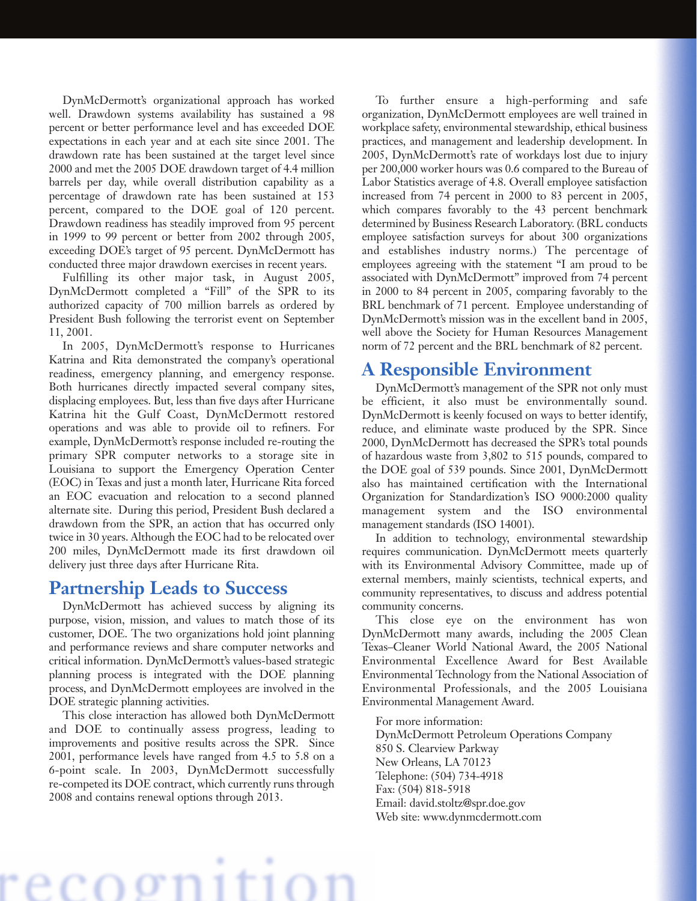DynMcDermott's organizational approach has worked well. Drawdown systems availability has sustained a 98 percent or better performance level and has exceeded DOE expectations in each year and at each site since 2001. The drawdown rate has been sustained at the target level since 2000 and met the 2005 DOE drawdown target of 4.4 million barrels per day, while overall distribution capability as a percentage of drawdown rate has been sustained at 153 percent, compared to the DOE goal of 120 percent. Drawdown readiness has steadily improved from 95 percent in 1999 to 99 percent or better from 2002 through 2005, exceeding DOE's target of 95 percent. DynMcDermott has conducted three major drawdown exercises in recent years.

Fulfilling its other major task, in August 2005, DynMcDermott completed a "Fill" of the SPR to its authorized capacity of 700 million barrels as ordered by President Bush following the terrorist event on September 11, 2001.

In 2005, DynMcDermott's response to Hurricanes Katrina and Rita demonstrated the company's operational readiness, emergency planning, and emergency response. Both hurricanes directly impacted several company sites, displacing employees. But, less than five days after Hurricane Katrina hit the Gulf Coast, DynMcDermott restored operations and was able to provide oil to refiners. For example, DynMcDermott's response included re-routing the primary SPR computer networks to a storage site in Louisiana to support the Emergency Operation Center (EOC) in Texas and just a month later, Hurricane Rita forced an EOC evacuation and relocation to a second planned alternate site. During this period, President Bush declared a drawdown from the SPR, an action that has occurred only twice in 30 years. Although the EOC had to be relocated over 200 miles, DynMcDermott made its first drawdown oil delivery just three days after Hurricane Rita.

## Partnership Leads to Success

DynMcDermott has achieved success by aligning its purpose, vision, mission, and values to match those of its customer, DOE. The two organizations hold joint planning and performance reviews and share computer networks and critical information. DynMcDermott's values-based strategic planning process is integrated with the DOE planning process, and DynMcDermott employees are involved in the DOE strategic planning activities.

This close interaction has allowed both DynMcDermott and DOE to continually assess progress, leading to improvements and positive results across the SPR. Since 2001, performance levels have ranged from 4.5 to 5.8 on a 6-point scale. In 2003, DynMcDermott successfully re-competed its DOE contract, which currently runs through 2008 and contains renewal options through 2013.

To further ensure a high-performing and safe organization, DynMcDermott employees are well trained in workplace safety, environmental stewardship, ethical business practices, and management and leadership development. In 2005, DynMcDermott's rate of workdays lost due to injury per 200,000 worker hours was 0.6 compared to the Bureau of Labor Statistics average of 4.8. Overall employee satisfaction increased from 74 percent in 2000 to 83 percent in 2005, which compares favorably to the 43 percent benchmark determined by Business Research Laboratory. (BRL conducts employee satisfaction surveys for about 300 organizations and establishes industry norms.) The percentage of employees agreeing with the statement "I am proud to be associated with DynMcDermott" improved from 74 percent in 2000 to 84 percent in 2005, comparing favorably to the BRL benchmark of 71 percent. Employee understanding of DynMcDermott's mission was in the excellent band in 2005, well above the Society for Human Resources Management norm of 72 percent and the BRL benchmark of 82 percent.

## A Responsible Environment

DynMcDermott's management of the SPR not only must be efficient, it also must be environmentally sound. DynMcDermott is keenly focused on ways to better identify, reduce, and eliminate waste produced by the SPR. Since 2000, DynMcDermott has decreased the SPR's total pounds of hazardous waste from 3,802 to 515 pounds, compared to the DOE goal of 539 pounds. Since 2001, DynMcDermott also has maintained certification with the International Organization for Standardization's ISO 9000:2000 quality management system and the ISO environmental management standards (ISO 14001).

In addition to technology, environmental stewardship requires communication. DynMcDermott meets quarterly with its Environmental Advisory Committee, made up of external members, mainly scientists, technical experts, and community representatives, to discuss and address potential community concerns.

This close eye on the environment has won DynMcDermott many awards, including the 2005 Clean Texas–Cleaner World National Award, the 2005 National Environmental Excellence Award for Best Available Environmental Technology from the National Association of Environmental Professionals, and the 2005 Louisiana Environmental Management Award.

For more information:
DynMcDermott Petroleum Operations Company
850 S. Clearview Parkway
New Orleans, LA 70123
Telephone: (504) 734-4918
Fax: (504) 818-5918
Email: david.stoltz@spr.doe.gov
Web site: www.dynmcdermott.com